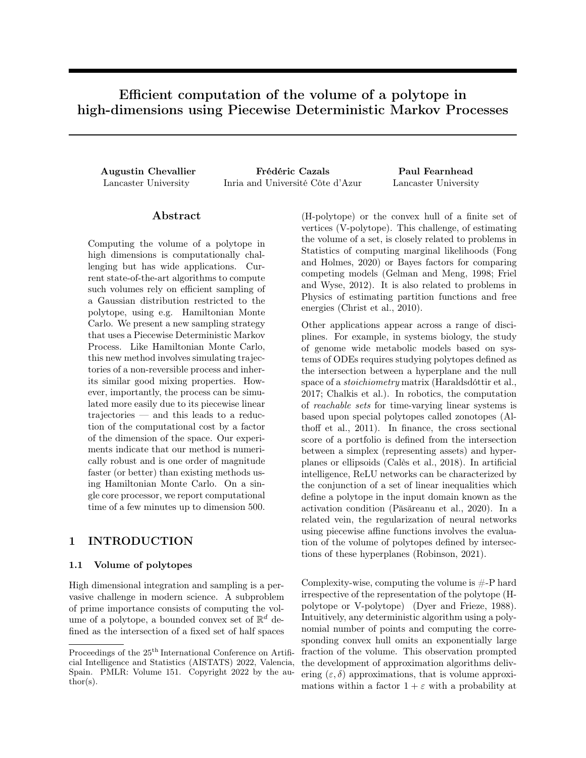# Efficient computation of the volume of a polytope in high-dimensions using Piecewise Deterministic Markov Processes

**Augustin Chevallier**
Lancaster University

**Frédéric Cazals**
Inria and Université Côte d'Azur

**Paul Fearnhead**
Lancaster University

## Abstract

Computing the volume of a polytope in high dimensions is computationally challenging but has wide applications. Current state-of-the-art algorithms to compute such volumes rely on efficient sampling of a Gaussian distribution restricted to the polytope, using e.g. Hamiltonian Monte Carlo. We present a new sampling strategy that uses a Piecewise Deterministic Markov Process. Like Hamiltonian Monte Carlo, this new method involves simulating trajectories of a non-reversible process and inherits similar good mixing properties. However, importantly, the process can be simulated more easily due to its piecewise linear trajectories — and this leads to a reduction of the computational cost by a factor of the dimension of the space. Our experiments indicate that our method is numerically robust and is one order of magnitude faster (or better) than existing methods using Hamiltonian Monte Carlo. On a single core processor, we report computational time of a few minutes up to dimension 500.

## 1 INTRODUCTION

### 1.1 Volume of polytopes

High dimensional integration and sampling is a pervasive challenge in modern science. A subproblem of prime importance consists of computing the volume of a polytope, a bounded convex set of $\mathbb{R}^d$ defined as the intersection of a fixed set of half spaces (H-polytope) or the convex hull of a finite set of vertices (V-polytope). This challenge, of estimating the volume of a set, is closely related to problems in Statistics of computing marginal likelihoods (Fong and Holmes, 2020) or Bayes factors for comparing competing models (Gelman and Meng, 1998; Friel and Wyse, 2012). It is also related to problems in Physics of estimating partition functions and free energies (Christ et al., 2010).

Other applications appear across a range of disciplines. For example, in systems biology, the study of genome wide metabolic models based on systems of ODEs requires studying polytopes defined as the intersection between a hyperplane and the null space of a *stoichiometry* matrix (Haraldsdóttir et al., 2017; Chalkis et al.). In robotics, the computation of *reachable sets* for time-varying linear systems is based upon special polytopes called zonotopes (Althoff et al., 2011). In finance, the cross sectional score of a portfolio is defined from the intersection between a simplex (representing assets) and hyperplanes or ellipsoids (Calès et al., 2018). In artificial intelligence, ReLU networks can be characterized by the conjunction of a set of linear inequalities which define a polytope in the input domain known as the activation condition (Păsăreanu et al., 2020). In a related vein, the regularization of neural networks using piecewise affine functions involves the evaluation of the volume of polytopes defined by intersections of these hyperplanes (Robinson, 2021).

Complexity-wise, computing the volume is #-P hard irrespective of the representation of the polytope (H-polytope or V-polytope) (Dyer and Frieze, 1988). Intuitively, any deterministic algorithm using a polynomial number of points and computing the corresponding convex hull omits an exponentially large fraction of the volume. This observation prompted the development of approximation algorithms delivering $(\varepsilon, \delta)$ approximations, that is volume approximations within a factor $1 + \varepsilon$ with a probability at

Proceedings of the 25[th] International Conference on Artificial Intelligence and Statistics (AISTATS) 2022, Valencia, Spain. PMLR: Volume 151. Copyright 2022 by the author(s).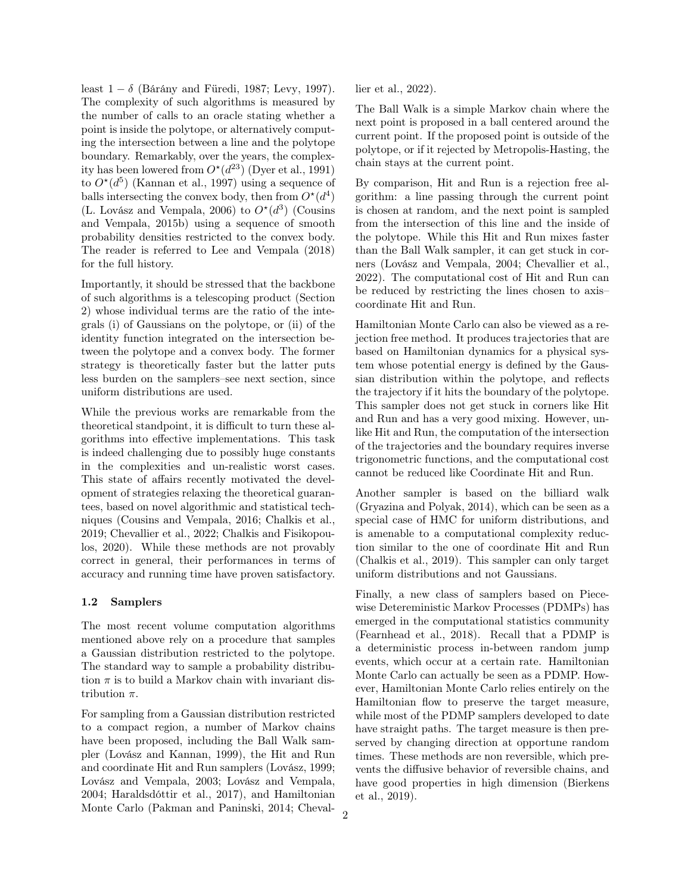least $1 - \delta$ (Bárány and Füredi, 1987; Levy, 1997). The complexity of such algorithms is measured by the number of calls to an oracle stating whether a point is inside the polytope, or alternatively computing the intersection between a line and the polytope boundary. Remarkably, over the years, the complexity has been lowered from $O^\star(d^{23})$ (Dyer et al., 1991) to $O^\star(d^5)$ (Kannan et al., 1997) using a sequence of balls intersecting the convex body, then from $O^\star(d^4)$ (L. Lovász and Vempala, 2006) to $O^\star(d^3)$ (Cousins and Vempala, 2015b) using a sequence of smooth probability densities restricted to the convex body. The reader is referred to Lee and Vempala (2018) for the full history.

Importantly, it should be stressed that the backbone of such algorithms is a telescoping product (Section 2) whose individual terms are the ratio of the integrals (i) of Gaussians on the polytope, or (ii) of the identity function integrated on the intersection between the polytope and a convex body. The former strategy is theoretically faster but the latter puts less burden on the samplers–see next section, since uniform distributions are used.

While the previous works are remarkable from the theoretical standpoint, it is difficult to turn these algorithms into effective implementations. This task is indeed challenging due to possibly huge constants in the complexities and un-realistic worst cases. This state of affairs recently motivated the development of strategies relaxing the theoretical guarantees, based on novel algorithmic and statistical techniques (Cousins and Vempala, 2016; Chalkis et al., 2019; Chevallier et al., 2022; Chalkis and Fisikopoulos, 2020). While these methods are not provably correct in general, their performances in terms of accuracy and running time have proven satisfactory.

### 1.2 Samplers

The most recent volume computation algorithms mentioned above rely on a procedure that samples a Gaussian distribution restricted to the polytope. The standard way to sample a probability distribution $\pi$ is to build a Markov chain with invariant distribution $\pi$.

For sampling from a Gaussian distribution restricted to a compact region, a number of Markov chains have been proposed, including the Ball Walk sampler (Lovász and Kannan, 1999), the Hit and Run and coordinate Hit and Run samplers (Lovász, 1999; Lovász and Vempala, 2003; Lovász and Vempala, 2004; Haraldsdóttir et al., 2017), and Hamiltonian Monte Carlo (Pakman and Paninski, 2014; Chevallier et al., 2022).

The Ball Walk is a simple Markov chain where the next point is proposed in a ball centered around the current point. If the proposed point is outside of the polytope, or if it rejected by Metropolis-Hasting, the chain stays at the current point.

By comparison, Hit and Run is a rejection free algorithm: a line passing through the current point is chosen at random, and the next point is sampled from the intersection of this line and the inside of the polytope. While this Hit and Run mixes faster than the Ball Walk sampler, it can get stuck in corners (Lovász and Vempala, 2004; Chevallier et al., 2022). The computational cost of Hit and Run can be reduced by restricting the lines chosen to axis–coordinate Hit and Run.

Hamiltonian Monte Carlo can also be viewed as a rejection free method. It produces trajectories that are based on Hamiltonian dynamics for a physical system whose potential energy is defined by the Gaussian distribution within the polytope, and reflects the trajectory if it hits the boundary of the polytope. This sampler does not get stuck in corners like Hit and Run and has a very good mixing. However, unlike Hit and Run, the computation of the intersection of the trajectories and the boundary requires inverse trigonometric functions, and the computational cost cannot be reduced like Coordinate Hit and Run.

Another sampler is based on the billiard walk (Gryazina and Polyak, 2014), which can be seen as a special case of HMC for uniform distributions, and is amenable to a computational complexity reduction similar to the one of coordinate Hit and Run (Chalkis et al., 2019). This sampler can only target uniform distributions and not Gaussians.

Finally, a new class of samplers based on Piecewise Detereministic Markov Processes (PDMPs) has emerged in the computational statistics community (Fearnhead et al., 2018). Recall that a PDMP is a deterministic process in-between random jump events, which occur at a certain rate. Hamiltonian Monte Carlo can actually be seen as a PDMP. However, Hamiltonian Monte Carlo relies entirely on the Hamiltonian flow to preserve the target measure, while most of the PDMP samplers developed to date have straight paths. The target measure is then preserved by changing direction at opportune random times. These methods are non reversible, which prevents the diffusive behavior of reversible chains, and have good properties in high dimension (Bierkens et al., 2019).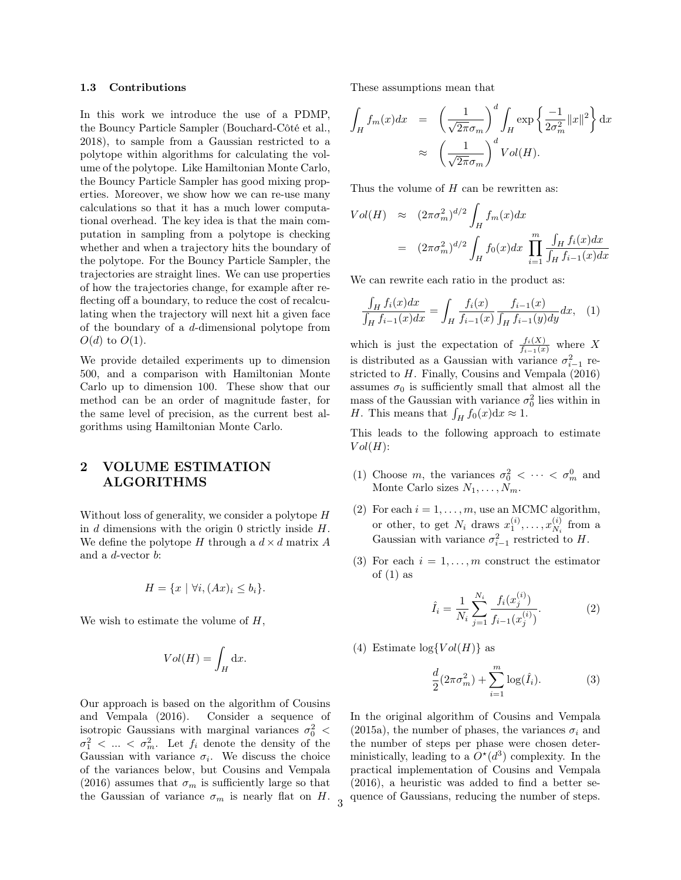### 1.3 Contributions

In this work we introduce the use of a PDMP, the Bouncy Particle Sampler (Bouchard-Côté et al., 2018), to sample from a Gaussian restricted to a polytope within algorithms for calculating the volume of the polytope. Like Hamiltonian Monte Carlo, the Bouncy Particle Sampler has good mixing properties. Moreover, we show how we can re-use many calculations so that it has a much lower computational overhead. The key idea is that the main computation in sampling from a polytope is checking whether and when a trajectory hits the boundary of the polytope. For the Bouncy Particle Sampler, the trajectories are straight lines. We can use properties of how the trajectories change, for example after reflecting off a boundary, to reduce the cost of recalculating when the trajectory will next hit a given face of the boundary of a $d$-dimensional polytope from $O(d)$ to $O(1)$.

We provide detailed experiments up to dimension 500, and a comparison with Hamiltonian Monte Carlo up to dimension 100. These show that our method can be an order of magnitude faster, for the same level of precision, as the current best algorithms using Hamiltonian Monte Carlo.

## 2 VOLUME ESTIMATION ALGORITHMS

Without loss of generality, we consider a polytope $H$ in $d$ dimensions with the origin 0 strictly inside $H$. We define the polytope $H$ through a $d \times d$ matrix $A$ and a $d$-vector $b$:

$$H = \{x \mid \forall i, (Ax)_i \leq b_i\}.$$

We wish to estimate the volume of $H$,

$$Vol(H) = \int_H \mathrm{d}x.$$

Our approach is based on the algorithm of Cousins and Vempala (2016). Consider a sequence of isotropic Gaussians with marginal variances $\sigma_0^2 < \sigma_1^2 < ... < \sigma_m^2$. Let $f_i$ denote the density of the Gaussian with variance $\sigma_i$. We discuss the choice of the variances below, but Cousins and Vempala (2016) assumes that $\sigma_m$ is sufficiently large so that the Gaussian of variance $\sigma_m$ is nearly flat on $H$. These assumptions mean that

$$\begin{aligned}\int_H f_m(x)dx &= \left(\frac{1}{\sqrt{2\pi}\sigma_m}\right)^d \int_H \exp\left\{\frac{-1}{2\sigma_m^2}\|x\|^2\right\} \mathrm{d}x \\ &\approx \left(\frac{1}{\sqrt{2\pi}\sigma_m}\right)^d Vol(H).\end{aligned}$$

Thus the volume of $H$ can be rewritten as:

$$\begin{aligned}Vol(H) &\approx (2\pi\sigma_m^2)^{d/2} \int_H f_m(x)dx \\ &= (2\pi\sigma_m^2)^{d/2} \int_H f_0(x)dx \prod_{i=1}^m \frac{\int_H f_i(x)dx}{\int_H f_{i-1}(x)dx}\end{aligned}$$

We can rewrite each ratio in the product as:

$$\frac{\int_H f_i(x)dx}{\int_H f_{i-1}(x)dx} = \int_H \frac{f_i(x)}{f_{i-1}(x)} \frac{f_{i-1}(x)}{\int_H f_{i-1}(y)dy} dx, \quad (1)$$

which is just the expectation of $\frac{f_i(X)}{f_{i-1}(x)}$ where $X$ is distributed as a Gaussian with variance $\sigma_{i-1}^2$ restricted to $H$. Finally, Cousins and Vempala (2016) assumes $\sigma_0$ is sufficiently small that almost all the mass of the Gaussian with variance $\sigma_0^2$ lies within in $H$. This means that $\int_H f_0(x)\mathrm{d}x \approx 1$.

This leads to the following approach to estimate $Vol(H)$:

(1) Choose $m$, the variances $\sigma_0^2 < \cdots < \sigma_m^0$ and Monte Carlo sizes $N_1, \ldots, N_m$.

(2) For each $i = 1, \ldots, m$, use an MCMC algorithm, or other, to get $N_i$ draws $x_1^{(i)}, \cdots, x_{N_i}^{(i)}$ from a Gaussian with variance $\sigma_{i-1}^2$ restricted to $H$.

(3) For each $i = 1, \ldots, m$ construct the estimator of (1) as

$$\hat{I}_i = \frac{1}{N_i} \sum_{j=1}^{N_i} \frac{f_i(x_j^{(i)})}{f_{i-1}(x_j^{(i)})}. \quad (2)$$

(4) Estimate $\log\{Vol(H)\}$ as

$$\frac{d}{2}(2\pi\sigma_m^2) + \sum_{i=1}^m \log(\hat{I}_i). \quad (3)$$

In the original algorithm of Cousins and Vempala (2015a), the number of phases, the variances $\sigma_i$ and the number of steps per phase were chosen deterministically, leading to a $O^\star(d^3)$ complexity. In the practical implementation of Cousins and Vempala (2016), a heuristic was added to find a better sequence of Gaussians, reducing the number of steps.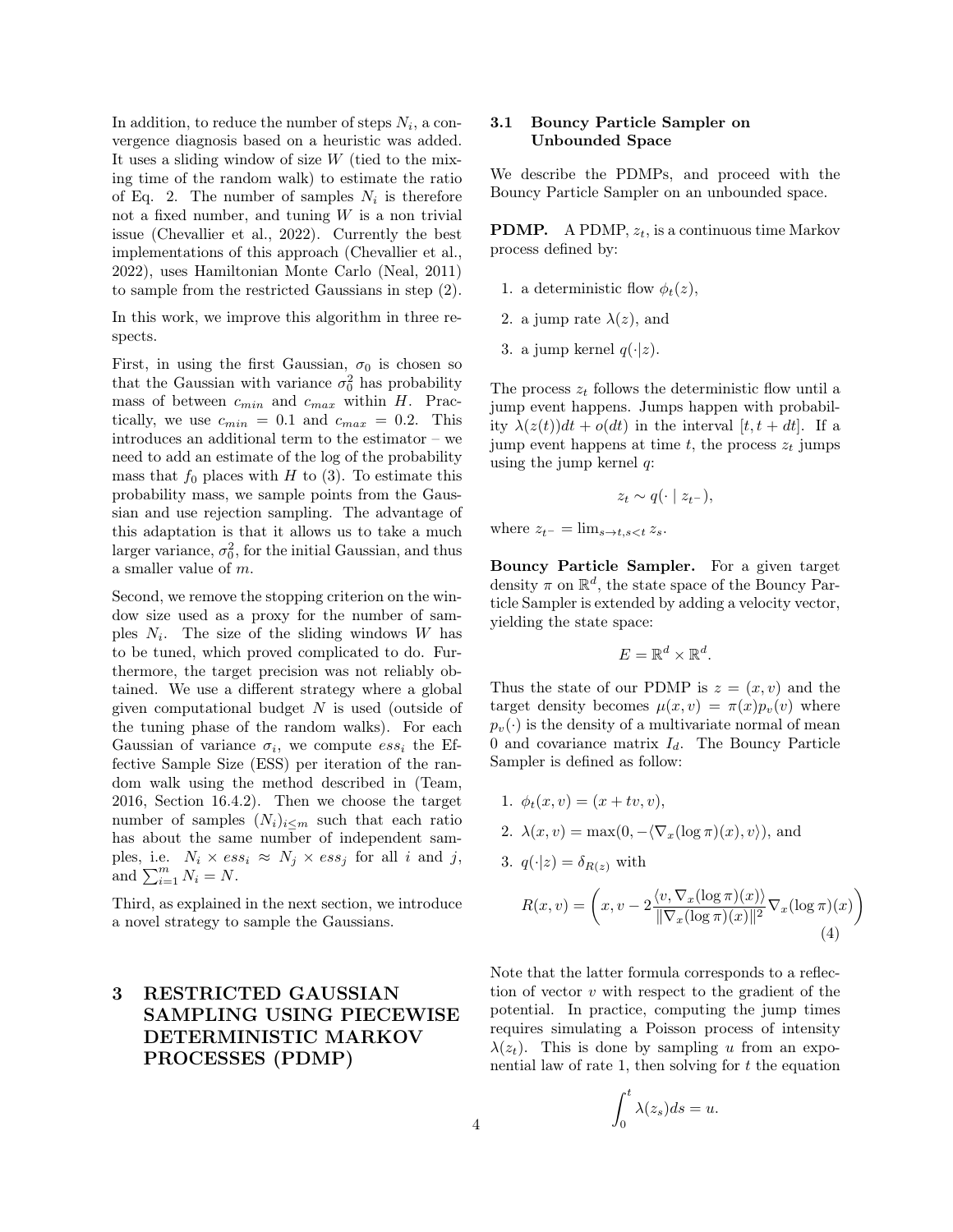In addition, to reduce the number of steps $N_i$, a convergence diagnosis based on a heuristic was added. It uses a sliding window of size $W$ (tied to the mixing time of the random walk) to estimate the ratio of Eq. 2. The number of samples $N_i$ is therefore not a fixed number, and tuning $W$ is a non trivial issue (Chevallier et al., 2022). Currently the best implementations of this approach (Chevallier et al., 2022), uses Hamiltonian Monte Carlo (Neal, 2011) to sample from the restricted Gaussians in step (2).

In this work, we improve this algorithm in three respects.

First, in using the first Gaussian, $\sigma_0$ is chosen so that the Gaussian with variance $\sigma_0^2$ has probability mass of between $c_{min}$ and $c_{max}$ within $H$. Practically, we use $c_{min} = 0.1$ and $c_{max} = 0.2$. This introduces an additional term to the estimator – we need to add an estimate of the log of the probability mass that $f_0$ places with $H$ to (3). To estimate this probability mass, we sample points from the Gaussian and use rejection sampling. The advantage of this adaptation is that it allows us to take a much larger variance, $\sigma_0^2$, for the initial Gaussian, and thus a smaller value of $m$.

Second, we remove the stopping criterion on the window size used as a proxy for the number of samples $N_i$. The size of the sliding windows $W$ has to be tuned, which proved complicated to do. Furthermore, the target precision was not reliably obtained. We use a different strategy where a global given computational budget $N$ is used (outside of the tuning phase of the random walks). For each Gaussian of variance $\sigma_i$, we compute $ess_i$ the Effective Sample Size (ESS) per iteration of the random walk using the method described in (Team, 2016, Section 16.4.2). Then we choose the target number of samples $(N_i)_{i \leq m}$ such that each ratio has about the same number of independent samples, i.e. $N_i \times ess_i \approx N_j \times ess_j$ for all $i$ and $j$, and $\sum_{i=1}^{m} N_i = N$.

Third, as explained in the next section, we introduce a novel strategy to sample the Gaussians.

# 3 RESTRICTED GAUSSIAN SAMPLING USING PIECEWISE DETERMINISTIC MARKOV PROCESSES (PDMP)

## 3.1 Bouncy Particle Sampler on Unbounded Space

We describe the PDMPs, and proceed with the Bouncy Particle Sampler on an unbounded space.

**PDMP.** A PDMP, $z_t$, is a continuous time Markov process defined by:

1. a deterministic flow $\phi_t(z)$,
2. a jump rate $\lambda(z)$, and
3. a jump kernel $q(\cdot|z)$.

The process $z_t$ follows the deterministic flow until a jump event happens. Jumps happen with probability $\lambda(z(t))dt + o(dt)$ in the interval $[t, t + dt]$. If a jump event happens at time $t$, the process $z_t$ jumps using the jump kernel $q$:

$$z_t \sim q(\cdot \mid z_{t^-}),$$

where $z_{t^-} = \lim_{s \to t, s < t} z_s$.

**Bouncy Particle Sampler.** For a given target density $\pi$ on $\mathbb{R}^d$, the state space of the Bouncy Particle Sampler is extended by adding a velocity vector, yielding the state space:

$$E = \mathbb{R}^d \times \mathbb{R}^d.$$

Thus the state of our PDMP is $z = (x, v)$ and the target density becomes $\mu(x, v) = \pi(x)p_v(v)$ where $p_v(\cdot)$ is the density of a multivariate normal of mean 0 and covariance matrix $I_d$. The Bouncy Particle Sampler is defined as follow:

1. $\phi_t(x, v) = (x + tv, v)$,
2. $\lambda(x, v) = \max(0, -\langle \nabla_x(\log \pi)(x), v \rangle)$, and
3. $q(\cdot|z) = \delta_{R(z)}$ with

$$R(x, v) = \left( x, v - 2\frac{\langle v, \nabla_x(\log \pi)(x) \rangle}{\|\nabla_x(\log \pi)(x)\|^2} \nabla_x(\log \pi)(x) \right) \tag{4}$$

Note that the latter formula corresponds to a reflection of vector $v$ with respect to the gradient of the potential. In practice, computing the jump times requires simulating a Poisson process of intensity $\lambda(z_t)$. This is done by sampling $u$ from an exponential law of rate 1, then solving for $t$ the equation

$$\int_0^t \lambda(z_s) ds = u.$$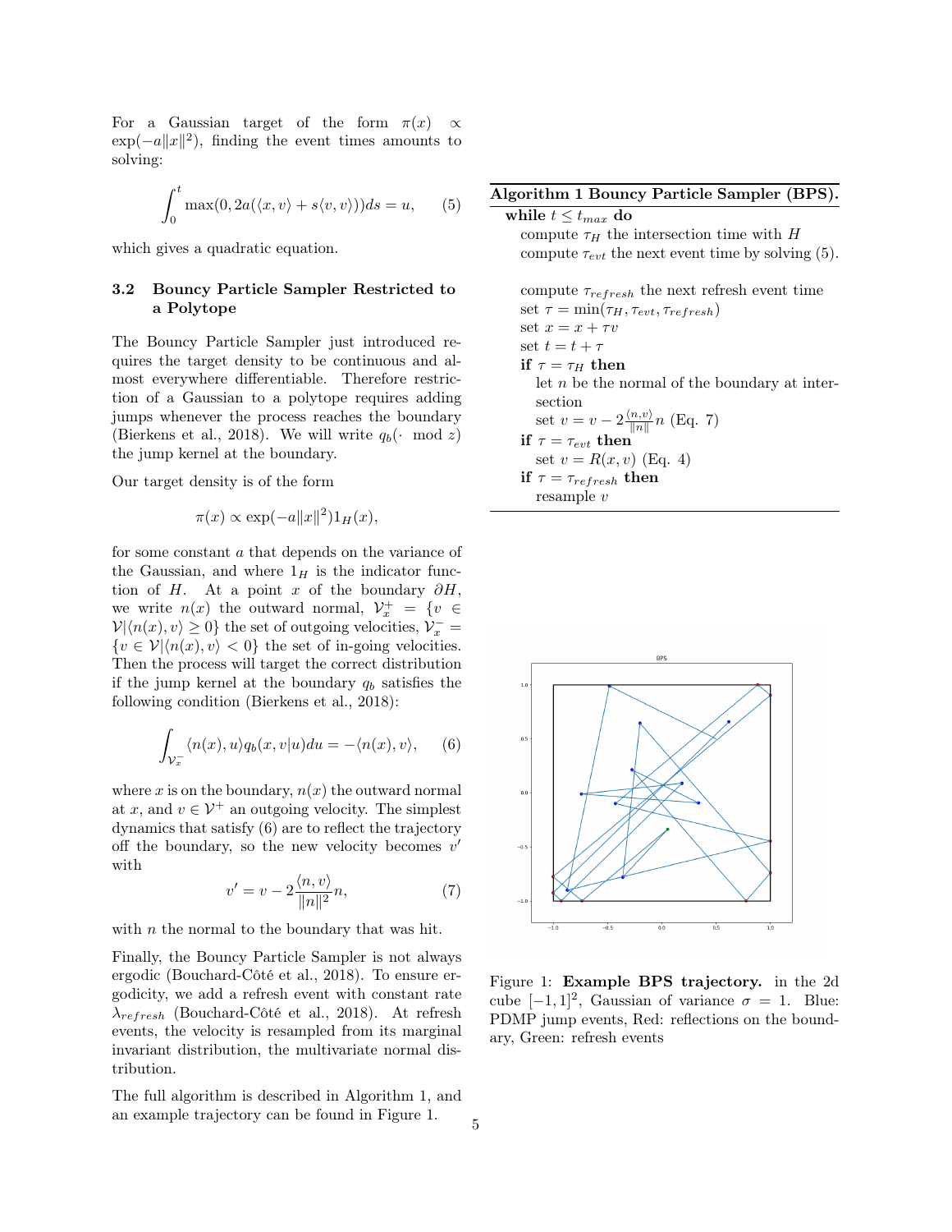For a Gaussian target of the form $\pi(x) \propto \exp(-a\|x\|^2)$, finding the event times amounts to solving:

$$\int_0^t \max(0, 2a(\langle x, v\rangle + s\langle v, v\rangle))ds = u, \quad (5)$$

which gives a quadratic equation.

### 3.2 Bouncy Particle Sampler Restricted to a Polytope

The Bouncy Particle Sampler just introduced requires the target density to be continuous and almost everywhere differentiable. Therefore restriction of a Gaussian to a polytope requires adding jumps whenever the process reaches the boundary (Bierkens et al., 2018). We will write $q_b(\cdot \mod z)$ the jump kernel at the boundary.

Our target density is of the form

$$\pi(x) \propto \exp(-a\|x\|^2)1_H(x),$$

for some constant $a$ that depends on the variance of the Gaussian, and where $1_H$ is the indicator function of $H$. At a point $x$ of the boundary $\partial H$, we write $n(x)$ the outward normal, $\mathcal{V}_x^+ = \{v \in \mathcal{V} | \langle n(x), v\rangle \geq 0\}$ the set of outgoing velocities, $\mathcal{V}_x^- = \{v \in \mathcal{V} | \langle n(x), v\rangle < 0\}$ the set of in-going velocities. Then the process will target the correct distribution if the jump kernel at the boundary $q_b$ satisfies the following condition (Bierkens et al., 2018):

$$\int_{\mathcal{V}_x^-} \langle n(x), u\rangle q_b(x, v|u)du = -\langle n(x), v\rangle, \quad (6)$$

where $x$ is on the boundary, $n(x)$ the outward normal at $x$, and $v \in \mathcal{V}^+$ an outgoing velocity. The simplest dynamics that satisfy (6) are to reflect the trajectory off the boundary, so the new velocity becomes $v'$ with

$$v' = v - 2\frac{\langle n, v\rangle}{\|n\|^2}n, \quad (7)$$

with $n$ the normal to the boundary that was hit.

Finally, the Bouncy Particle Sampler is not always ergodic (Bouchard-Côté et al., 2018). To ensure ergodicity, we add a refresh event with constant rate $\lambda_{refresh}$ (Bouchard-Côté et al., 2018). At refresh events, the velocity is resampled from its marginal invariant distribution, the multivariate normal distribution.

The full algorithm is described in Algorithm 1, and an example trajectory can be found in Figure 1.

**Algorithm 1 Bouncy Particle Sampler (BPS).**

```
while t ≤ t_max do
    compute τ_H the intersection time with H
    compute τ_evt the next event time by solving (5).

    compute τ_refresh the next refresh event time
    set τ = min(τ_H, τ_evt, τ_refresh)
    set x = x + τv
    set t = t + τ
    if τ = τ_H then
        let n be the normal of the boundary at intersection
        set v = v − 2 (⟨n,v⟩ / ‖n‖) n (Eq. 7)
    if τ = τ_evt then
        set v = R(x, v) (Eq. 4)
    if τ = τ_refresh then
        resample v
```

Figure 1: **Example BPS trajectory.** in the 2d cube $[-1, 1]^2$, Gaussian of variance $\sigma = 1$. Blue: PDMP jump events, Red: reflections on the boundary, Green: refresh events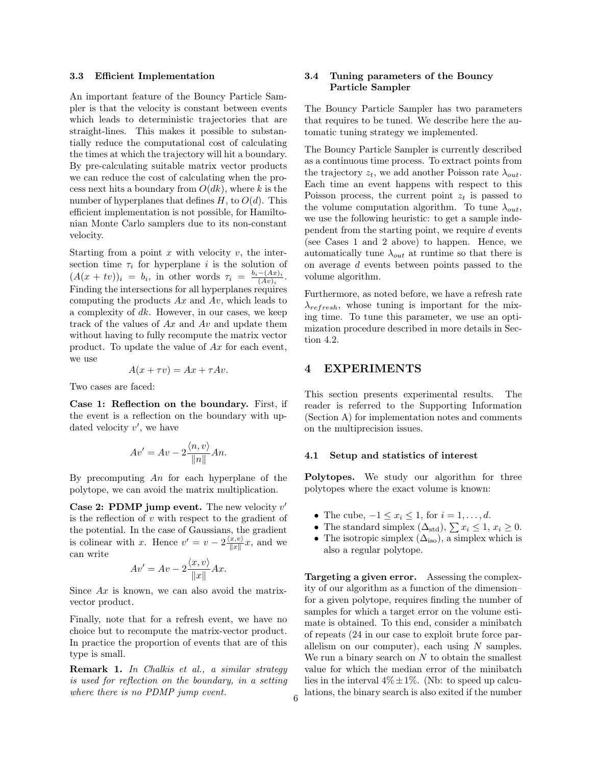### 3.3 Efficient Implementation

An important feature of the Bouncy Particle Sampler is that the velocity is constant between events which leads to deterministic trajectories that are straight-lines. This makes it possible to substantially reduce the computational cost of calculating the times at which the trajectory will hit a boundary. By pre-calculating suitable matrix vector products we can reduce the cost of calculating when the process next hits a boundary from $O(dk)$, where $k$ is the number of hyperplanes that defines $H$, to $O(d)$. This efficient implementation is not possible, for Hamiltonian Monte Carlo samplers due to its non-constant velocity.

Starting from a point $x$ with velocity $v$, the intersection time $\tau_i$ for hyperplane $i$ is the solution of $(A(x+tv))_i = b_i$, in other words $\tau_i = \frac{b_i - (Ax)_i}{(Av)_i}$. Finding the intersections for all hyperplanes requires computing the products $Ax$ and $Av$, which leads to a complexity of $dk$. However, in our cases, we keep track of the values of $Ax$ and $Av$ and update them without having to fully recompute the matrix vector product. To update the value of $Ax$ for each event, we use

$$A(x + \tau v) = Ax + \tau Av.$$

Two cases are faced:

**Case 1: Reflection on the boundary.** First, if the event is a reflection on the boundary with updated velocity $v'$, we have

$$Av' = Av - 2\frac{\langle n, v\rangle}{\|n\|} An.$$

By precomputing $An$ for each hyperplane of the polytope, we can avoid the matrix multiplication.

**Case 2: PDMP jump event.** The new velocity $v'$ is the reflection of $v$ with respect to the gradient of the potential. In the case of Gaussians, the gradient is colinear with $x$. Hence $v' = v - 2\frac{\langle x, v\rangle}{\|x\|}x$, and we can write

$$Av' = Av - 2\frac{\langle x, v\rangle}{\|x\|} Ax.$$

Since $Ax$ is known, we can also avoid the matrix-vector product.

Finally, note that for a refresh event, we have no choice but to recompute the matrix-vector product. In practice the proportion of events that are of this type is small.

**Remark 1.** *In Chalkis et al., a similar strategy is used for reflection on the boundary, in a setting where there is no PDMP jump event.*

### 3.4 Tuning parameters of the Bouncy Particle Sampler

The Bouncy Particle Sampler has two parameters that requires to be tuned. We describe here the automatic tuning strategy we implemented.

The Bouncy Particle Sampler is currently described as a continuous time process. To extract points from the trajectory $z_t$, we add another Poisson rate $\lambda_{out}$. Each time an event happens with respect to this Poisson process, the current point $z_t$ is passed to the volume computation algorithm. To tune $\lambda_{out}$, we use the following heuristic: to get a sample independent from the starting point, we require $d$ events (see Cases 1 and 2 above) to happen. Hence, we automatically tune $\lambda_{out}$ at runtime so that there is on average $d$ events between points passed to the volume algorithm.

Furthermore, as noted before, we have a refresh rate $\lambda_{refresh}$, whose tuning is important for the mixing time. To tune this parameter, we use an optimization procedure described in more details in Section 4.2.

## 4 EXPERIMENTS

This section presents experimental results. The reader is referred to the Supporting Information (Section A) for implementation notes and comments on the multiprecision issues.

### 4.1 Setup and statistics of interest

**Polytopes.** We study our algorithm for three polytopes where the exact volume is known:

- The cube, $-1 \leq x_i \leq 1$, for $i = 1, \ldots, d$.
- The standard simplex ($\Delta_{\text{std}}$), $\sum x_i \leq 1$, $x_i \geq 0$.
- The isotropic simplex ($\Delta_{\text{iso}}$), a simplex which is also a regular polytope.

**Targeting a given error.** Assessing the complexity of our algorithm as a function of the dimension– for a given polytope, requires finding the number of samples for which a target error on the volume estimate is obtained. To this end, consider a minibatch of repeats (24 in our case to exploit brute force parallelism on our computer), each using $N$ samples. We run a binary search on $N$ to obtain the smallest value for which the median error of the minibatch lies in the interval $4\% \pm 1\%$. (Nb: to speed up calculations, the binary search is also exited if the number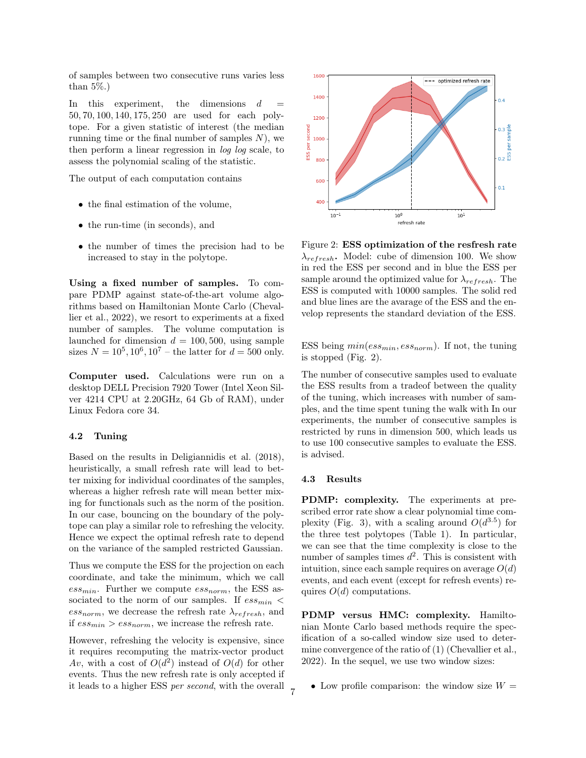of samples between two consecutive runs varies less than 5%.)

In this experiment, the dimensions $d = 50, 70, 100, 140, 175, 250$ are used for each polytope. For a given statistic of interest (the median running time or the final number of samples $N$), we then perform a linear regression in *log log* scale, to assess the polynomial scaling of the statistic.

The output of each computation contains

- the final estimation of the volume,
- the run-time (in seconds), and
- the number of times the precision had to be increased to stay in the polytope.

**Using a fixed number of samples.** To compare PDMP against state-of-the-art volume algorithms based on Hamiltonian Monte Carlo (Chevallier et al., 2022), we resort to experiments at a fixed number of samples. The volume computation is launched for dimension $d = 100, 500$, using sample sizes $N = 10^5, 10^6, 10^7$ – the latter for $d = 500$ only.

**Computer used.** Calculations were run on a desktop DELL Precision 7920 Tower (Intel Xeon Silver 4214 CPU at 2.20GHz, 64 Gb of RAM), under Linux Fedora core 34.

### 4.2 Tuning

Based on the results in Deligiannidis et al. (2018), heuristically, a small refresh rate will lead to better mixing for individual coordinates of the samples, whereas a higher refresh rate will mean better mixing for functionals such as the norm of the position. In our case, bouncing on the boundary of the polytope can play a similar role to refreshing the velocity. Hence we expect the optimal refresh rate to depend on the variance of the sampled restricted Gaussian.

Thus we compute the ESS for the projection on each coordinate, and take the minimum, which we call $ess_{min}$. Further we compute $ess_{norm}$, the ESS associated to the norm of our samples. If $ess_{min} < ess_{norm}$, we decrease the refresh rate $\lambda_{refresh}$, and if $ess_{min} > ess_{norm}$, we increase the refresh rate.

However, refreshing the velocity is expensive, since it requires recomputing the matrix-vector product $Av$, with a cost of $O(d^2)$ instead of $O(d)$ for other events. Thus the new refresh rate is only accepted if it leads to a higher ESS *per second*, with the overall ESS being $min(ess_{min}, ess_{norm})$. If not, the tuning is stopped (Fig. 2).

Figure 2: **ESS optimization of the resfresh rate $\lambda_{refresh}$.** Model: cube of dimension 100. We show in red the ESS per second and in blue the ESS per sample around the optimized value for $\lambda_{refresh}$. The ESS is computed with 10000 samples. The solid red and blue lines are the avarage of the ESS and the envelop represents the standard deviation of the ESS.

The number of consecutive samples used to evaluate the ESS results from a tradeof between the quality of the tuning, which increases with number of samples, and the time spent tuning the walk with In our experiments, the number of consecutive samples is restricted by runs in dimension 500, which leads us to use 100 consecutive samples to evaluate the ESS. is advised.

### 4.3 Results

**PDMP: complexity.** The experiments at prescribed error rate show a clear polynomial time complexity (Fig. 3), with a scaling around $O(d^{3.5})$ for the three test polytopes (Table 1). In particular, we can see that the time complexity is close to the number of samples times $d^2$. This is consistent with intuition, since each sample requires on average $O(d)$ events, and each event (except for refresh events) requires $O(d)$ computations.

**PDMP versus HMC: complexity.** Hamiltonian Monte Carlo based methods require the specification of a so-called window size used to determine convergence of the ratio of (1) (Chevallier et al., 2022). In the sequel, we use two window sizes:

- Low profile comparison: the window size $W =$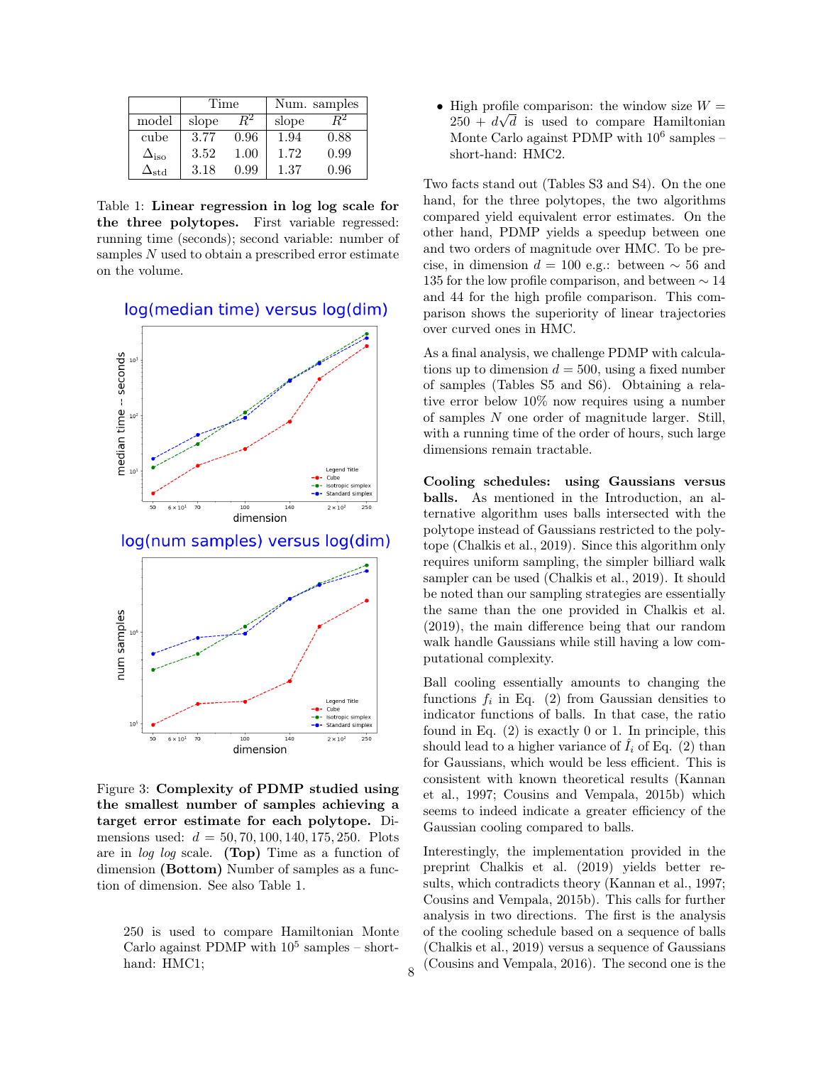| | Time | | Num. samples | |
|---|---|---|---|---|
| model | slope | $R^2$ | slope | $R^2$ |
| cube | 3.77 | 0.96 | 1.94 | 0.88 |
| $\Delta_{\text{iso}}$ | 3.52 | 1.00 | 1.72 | 0.99 |
| $\Delta_{\text{std}}$ | 3.18 | 0.99 | 1.37 | 0.96 |

Table 1: **Linear regression in log log scale for the three polytopes.** First variable regressed: running time (seconds); second variable: number of samples $N$ used to obtain a prescribed error estimate on the volume.

Figure 3: **Complexity of PDMP studied using the smallest number of samples achieving a target error estimate for each polytope.** Dimensions used: $d = 50, 70, 100, 140, 175, 250$. Plots are in *log log* scale. **(Top)** Time as a function of dimension **(Bottom)** Number of samples as a function of dimension. See also Table 1.

250 is used to compare Hamiltonian Monte Carlo against PDMP with $10^5$ samples – short-hand: HMC1;

- High profile comparison: the window size $W = 250 + d\sqrt{d}$ is used to compare Hamiltonian Monte Carlo against PDMP with $10^6$ samples – short-hand: HMC2.

Two facts stand out (Tables S3 and S4). On the one hand, for the three polytopes, the two algorithms compared yield equivalent error estimates. On the other hand, PDMP yields a speedup between one and two orders of magnitude over HMC. To be precise, in dimension $d = 100$ e.g.: between $\sim 56$ and 135 for the low profile comparison, and between $\sim 14$ and 44 for the high profile comparison. This comparison shows the superiority of linear trajectories over curved ones in HMC.

As a final analysis, we challenge PDMP with calculations up to dimension $d = 500$, using a fixed number of samples (Tables S5 and S6). Obtaining a relative error below 10% now requires using a number of samples $N$ one order of magnitude larger. Still, with a running time of the order of hours, such large dimensions remain tractable.

**Cooling schedules: using Gaussians versus balls.** As mentioned in the Introduction, an alternative algorithm uses balls intersected with the polytope instead of Gaussians restricted to the polytope (Chalkis et al., 2019). Since this algorithm only requires uniform sampling, the simpler billiard walk sampler can be used (Chalkis et al., 2019). It should be noted than our sampling strategies are essentially the same than the one provided in Chalkis et al. (2019), the main difference being that our random walk handle Gaussians while still having a low computational complexity.

Ball cooling essentially amounts to changing the functions $f_i$ in Eq. (2) from Gaussian densities to indicator functions of balls. In that case, the ratio found in Eq. (2) is exactly 0 or 1. In principle, this should lead to a higher variance of $\hat{I}_i$ of Eq. (2) than for Gaussians, which would be less efficient. This is consistent with known theoretical results (Kannan et al., 1997; Cousins and Vempala, 2015b) which seems to indeed indicate a greater efficiency of the Gaussian cooling compared to balls.

Interestingly, the implementation provided in the preprint Chalkis et al. (2019) yields better results, which contradicts theory (Kannan et al., 1997; Cousins and Vempala, 2015b). This calls for further analysis in two directions. The first is the analysis of the cooling schedule based on a sequence of balls (Chalkis et al., 2019) versus a sequence of Gaussians (Cousins and Vempala, 2016). The second one is the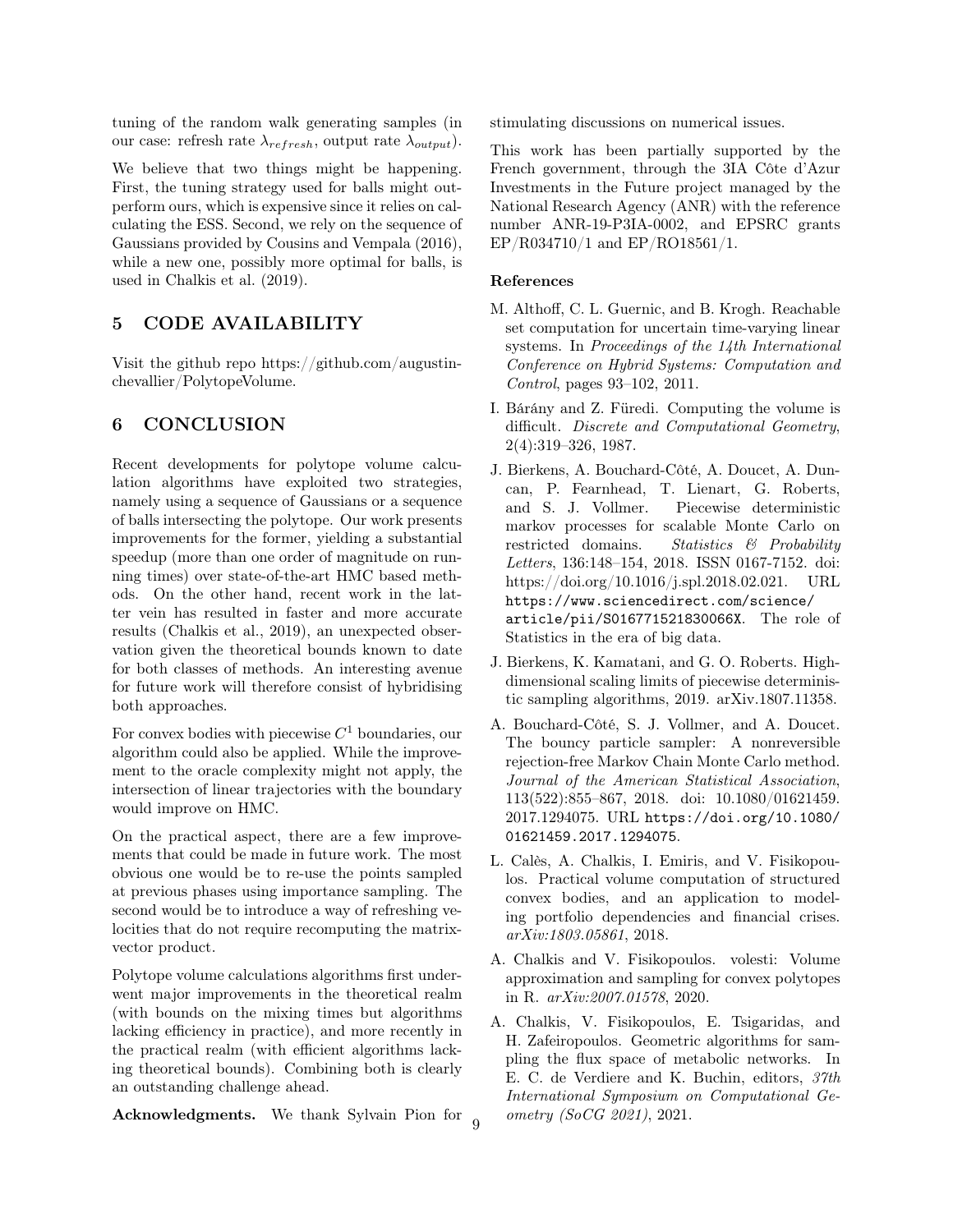tuning of the random walk generating samples (in our case: refresh rate $\lambda_{refresh}$, output rate $\lambda_{output}$).

We believe that two things might be happening. First, the tuning strategy used for balls might outperform ours, which is expensive since it relies on calculating the ESS. Second, we rely on the sequence of Gaussians provided by Cousins and Vempala (2016), while a new one, possibly more optimal for balls, is used in Chalkis et al. (2019).

## 5 CODE AVAILABILITY

Visit the github repo https://github.com/augustinchevallier/PolytopeVolume.

## 6 CONCLUSION

Recent developments for polytope volume calculation algorithms have exploited two strategies, namely using a sequence of Gaussians or a sequence of balls intersecting the polytope. Our work presents improvements for the former, yielding a substantial speedup (more than one order of magnitude on running times) over state-of-the-art HMC based methods. On the other hand, recent work in the latter vein has resulted in faster and more accurate results (Chalkis et al., 2019), an unexpected observation given the theoretical bounds known to date for both classes of methods. An interesting avenue for future work will therefore consist of hybridising both approaches.

For convex bodies with piecewise $C^1$ boundaries, our algorithm could also be applied. While the improvement to the oracle complexity might not apply, the intersection of linear trajectories with the boundary would improve on HMC.

On the practical aspect, there are a few improvements that could be made in future work. The most obvious one would be to re-use the points sampled at previous phases using importance sampling. The second would be to introduce a way of refreshing velocities that do not require recomputing the matrix-vector product.

Polytope volume calculations algorithms first underwent major improvements in the theoretical realm (with bounds on the mixing times but algorithms lacking efficiency in practice), and more recently in the practical realm (with efficient algorithms lacking theoretical bounds). Combining both is clearly an outstanding challenge ahead.

**Acknowledgments.** We thank Sylvain Pion for stimulating discussions on numerical issues.

This work has been partially supported by the French government, through the 3IA Côte d'Azur Investments in the Future project managed by the National Research Agency (ANR) with the reference number ANR-19-P3IA-0002, and EPSRC grants EP/R034710/1 and EP/RO18561/1.

### References

M. Althoff, C. L. Guernic, and B. Krogh. Reachable set computation for uncertain time-varying linear systems. In *Proceedings of the 14th International Conference on Hybrid Systems: Computation and Control*, pages 93–102, 2011.

I. Bárány and Z. Füredi. Computing the volume is difficult. *Discrete and Computational Geometry*, 2(4):319–326, 1987.

J. Bierkens, A. Bouchard-Côté, A. Doucet, A. Duncan, P. Fearnhead, T. Lienart, G. Roberts, and S. J. Vollmer. Piecewise deterministic markov processes for scalable Monte Carlo on restricted domains. *Statistics & Probability Letters*, 136:148–154, 2018. ISSN 0167-7152. doi: https://doi.org/10.1016/j.spl.2018.02.021. URL https://www.sciencedirect.com/science/article/pii/S016771521830066X. The role of Statistics in the era of big data.

J. Bierkens, K. Kamatani, and G. O. Roberts. High-dimensional scaling limits of piecewise deterministic sampling algorithms, 2019. arXiv.1807.11358.

A. Bouchard-Côté, S. J. Vollmer, and A. Doucet. The bouncy particle sampler: A nonreversible rejection-free Markov Chain Monte Carlo method. *Journal of the American Statistical Association*, 113(522):855–867, 2018. doi: 10.1080/01621459.2017.1294075. URL https://doi.org/10.1080/01621459.2017.1294075.

L. Calès, A. Chalkis, I. Emiris, and V. Fisikopoulos. Practical volume computation of structured convex bodies, and an application to modeling portfolio dependencies and financial crises. *arXiv:1803.05861*, 2018.

A. Chalkis and V. Fisikopoulos. volesti: Volume approximation and sampling for convex polytopes in R. *arXiv:2007.01578*, 2020.

A. Chalkis, V. Fisikopoulos, E. Tsigaridas, and H. Zafeiropoulos. Geometric algorithms for sampling the flux space of metabolic networks. In E. C. de Verdiere and K. Buchin, editors, *37th International Symposium on Computational Geometry (SoCG 2021)*, 2021.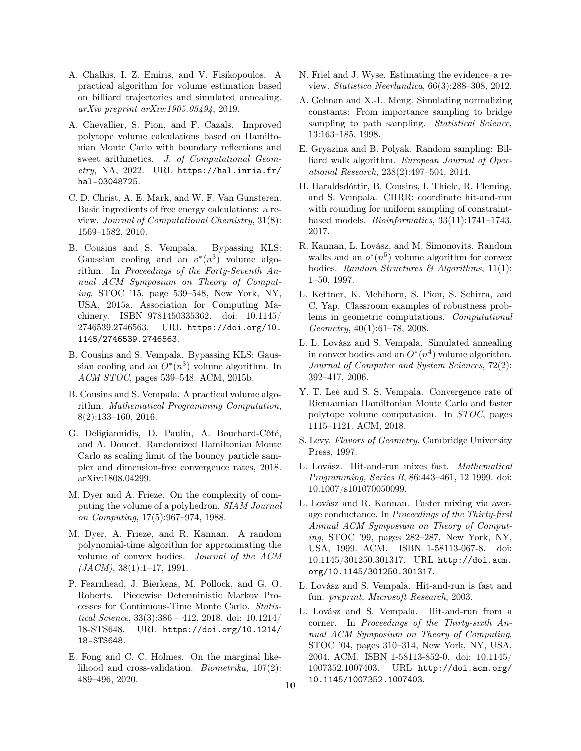A. Chalkis, I. Z. Emiris, and V. Fisikopoulos. A practical algorithm for volume estimation based on billiard trajectories and simulated annealing. *arXiv preprint arXiv:1905.05494*, 2019.

A. Chevallier, S. Pion, and F. Cazals. Improved polytope volume calculations based on Hamiltonian Monte Carlo with boundary reflections and sweet arithmetics. *J. of Computational Geometry*, NA, 2022. URL https://hal.inria.fr/hal-03048725.

C. D. Christ, A. E. Mark, and W. F. Van Gunsteren. Basic ingredients of free energy calculations: a review. *Journal of Computational Chemistry*, 31(8): 1569–1582, 2010.

B. Cousins and S. Vempala. Bypassing KLS: Gaussian cooling and an $o^*(n^3)$ volume algorithm. In *Proceedings of the Forty-Seventh Annual ACM Symposium on Theory of Computing*, STOC '15, page 539–548, New York, NY, USA, 2015a. Association for Computing Machinery. ISBN 9781450335362. doi: 10.1145/2746539.2746563. URL https://doi.org/10.1145/2746539.2746563.

B. Cousins and S. Vempala. Bypassing KLS: Gaussian cooling and an $O^*(n^3)$ volume algorithm. In *ACM STOC*, pages 539–548. ACM, 2015b.

B. Cousins and S. Vempala. A practical volume algorithm. *Mathematical Programming Computation*, 8(2):133–160, 2016.

G. Deligiannidis, D. Paulin, A. Bouchard-Côté, and A. Doucet. Randomized Hamiltonian Monte Carlo as scaling limit of the bouncy particle sampler and dimension-free convergence rates, 2018. arXiv:1808.04299.

M. Dyer and A. Frieze. On the complexity of computing the volume of a polyhedron. *SIAM Journal on Computing*, 17(5):967–974, 1988.

M. Dyer, A. Frieze, and R. Kannan. A random polynomial-time algorithm for approximating the volume of convex bodies. *Journal of the ACM (JACM)*, 38(1):1–17, 1991.

P. Fearnhead, J. Bierkens, M. Pollock, and G. O. Roberts. Piecewise Deterministic Markov Processes for Continuous-Time Monte Carlo. *Statistical Science*, 33(3):386 – 412, 2018. doi: 10.1214/18-STS648. URL https://doi.org/10.1214/18-STS648.

E. Fong and C. C. Holmes. On the marginal likelihood and cross-validation. *Biometrika*, 107(2): 489–496, 2020.

N. Friel and J. Wyse. Estimating the evidence–a review. *Statistica Neerlandica*, 66(3):288–308, 2012.

A. Gelman and X.-L. Meng. Simulating normalizing constants: From importance sampling to bridge sampling to path sampling. *Statistical Science*, 13:163–185, 1998.

E. Gryazina and B. Polyak. Random sampling: Billiard walk algorithm. *European Journal of Operational Research*, 238(2):497–504, 2014.

H. Haraldsdóttir, B. Cousins, I. Thiele, R. Fleming, and S. Vempala. CHRR: coordinate hit-and-run with rounding for uniform sampling of constraint-based models. *Bioinformatics*, 33(11):1741–1743, 2017.

R. Kannan, L. Lovász, and M. Simonovits. Random walks and an $o^*(n^5)$ volume algorithm for convex bodies. *Random Structures & Algorithms*, 11(1): 1–50, 1997.

L. Kettner, K. Mehlhorn, S. Pion, S. Schirra, and C. Yap. Classroom examples of robustness problems in geometric computations. *Computational Geometry*, 40(1):61–78, 2008.

L. L. Lovász and S. Vempala. Simulated annealing in convex bodies and an $O^*(n^4)$ volume algorithm. *Journal of Computer and System Sciences*, 72(2): 392–417, 2006.

Y. T. Lee and S. S. Vempala. Convergence rate of Riemannian Hamiltonian Monte Carlo and faster polytope volume computation. In *STOC*, pages 1115–1121. ACM, 2018.

S. Levy. *Flavors of Geometry*. Cambridge University Press, 1997.

L. Lovász. Hit-and-run mixes fast. *Mathematical Programming, Series B*, 86:443–461, 12 1999. doi: 10.1007/s101070050099.

L. Lovász and R. Kannan. Faster mixing via average conductance. In *Proceedings of the Thirty-first Annual ACM Symposium on Theory of Computing*, STOC '99, pages 282–287, New York, NY, USA, 1999. ACM. ISBN 1-58113-067-8. doi: 10.1145/301250.301317. URL http://doi.acm.org/10.1145/301250.301317.

L. Lovász and S. Vempala. Hit-and-run is fast and fun. *preprint, Microsoft Research*, 2003.

L. Lovász and S. Vempala. Hit-and-run from a corner. In *Proceedings of the Thirty-sixth Annual ACM Symposium on Theory of Computing*, STOC '04, pages 310–314, New York, NY, USA, 2004. ACM. ISBN 1-58113-852-0. doi: 10.1145/1007352.1007403. URL http://doi.acm.org/10.1145/1007352.1007403.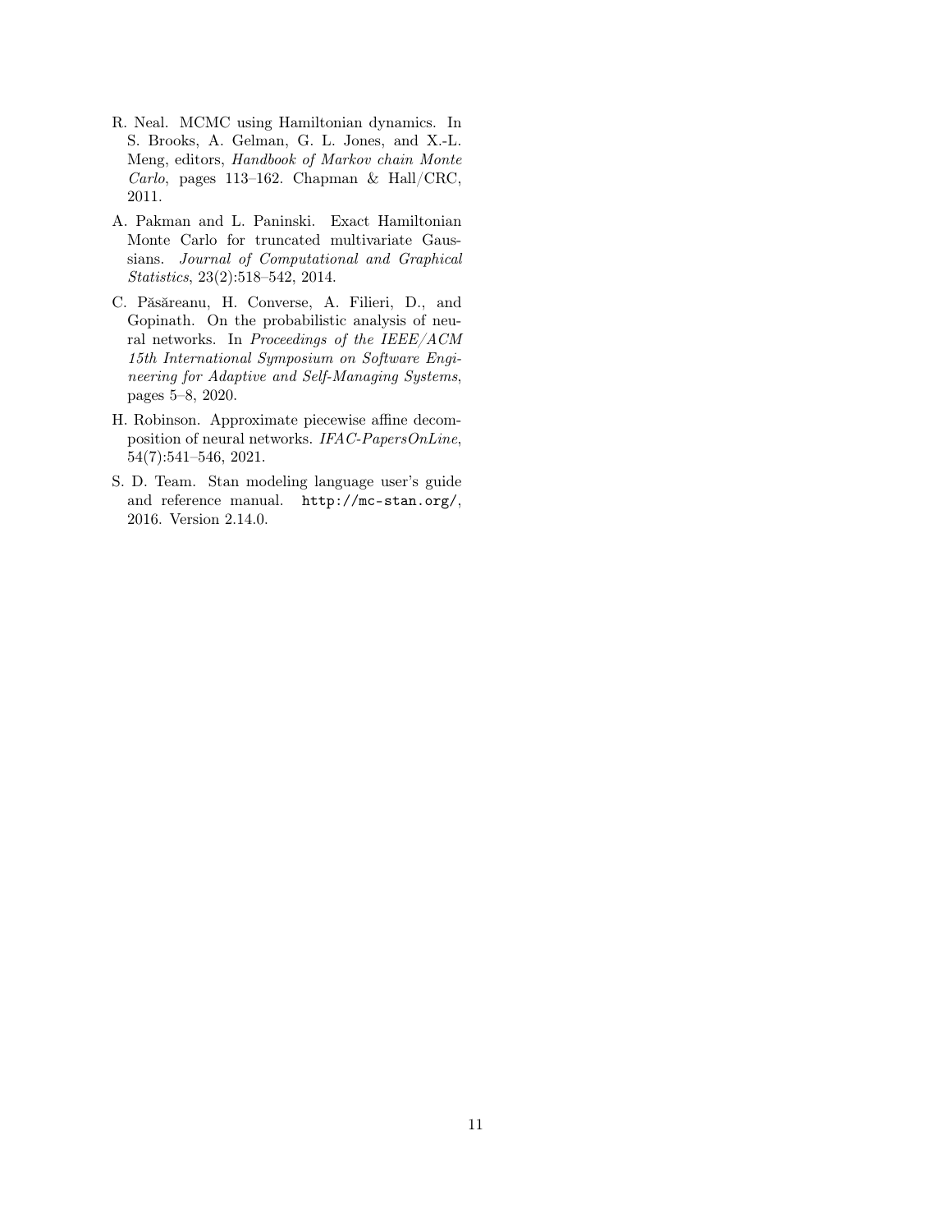R. Neal. MCMC using Hamiltonian dynamics. In S. Brooks, A. Gelman, G. L. Jones, and X.-L. Meng, editors, *Handbook of Markov chain Monte Carlo*, pages 113–162. Chapman & Hall/CRC, 2011.

A. Pakman and L. Paninski. Exact Hamiltonian Monte Carlo for truncated multivariate Gaussians. *Journal of Computational and Graphical Statistics*, 23(2):518–542, 2014.

C. Păsăreanu, H. Converse, A. Filieri, D., and Gopinath. On the probabilistic analysis of neural networks. In *Proceedings of the IEEE/ACM 15th International Symposium on Software Engineering for Adaptive and Self-Managing Systems*, pages 5–8, 2020.

H. Robinson. Approximate piecewise affine decomposition of neural networks. *IFAC-PapersOnLine*, 54(7):541–546, 2021.

S. D. Team. Stan modeling language user's guide and reference manual. `http://mc-stan.org/`, 2016. Version 2.14.0.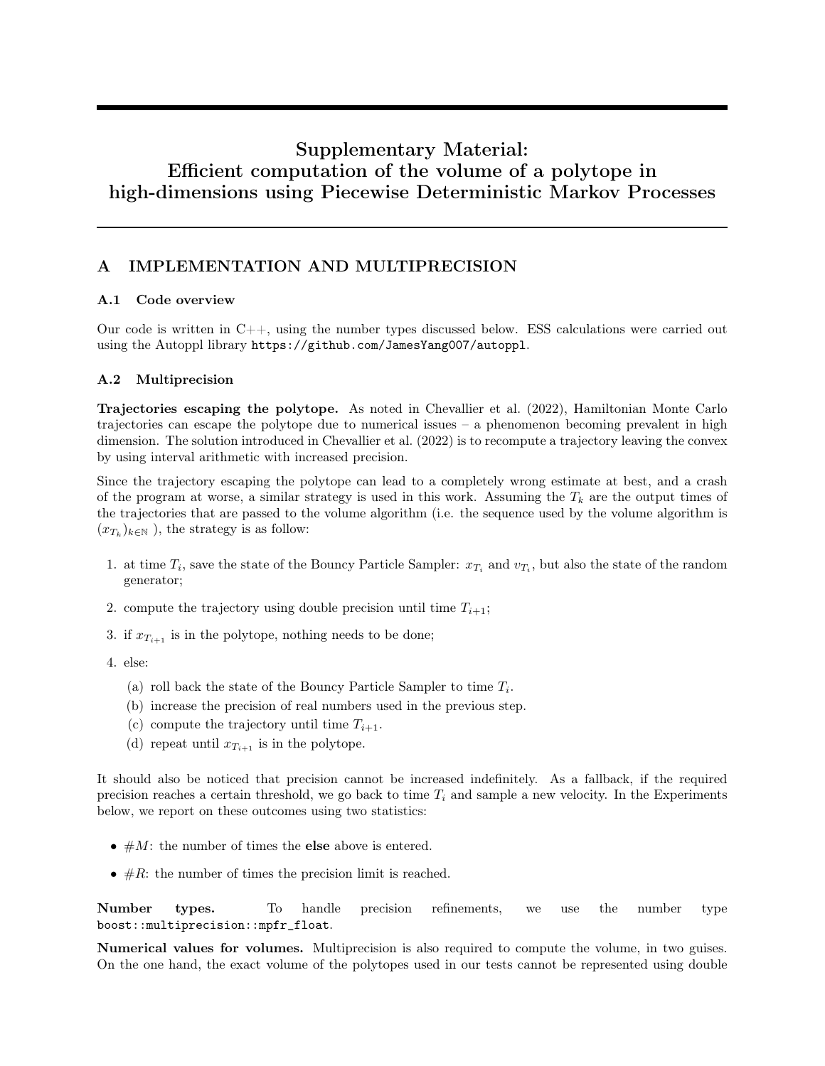# Supplementary Material: Efficient computation of the volume of a polytope in high-dimensions using Piecewise Deterministic Markov Processes

## A IMPLEMENTATION AND MULTIPRECISION

### A.1 Code overview

Our code is written in C++, using the number types discussed below. ESS calculations were carried out using the Autoppl library `https://github.com/JamesYang007/autoppl`.

### A.2 Multiprecision

**Trajectories escaping the polytope.** As noted in Chevallier et al. (2022), Hamiltonian Monte Carlo trajectories can escape the polytope due to numerical issues – a phenomenon becoming prevalent in high dimension. The solution introduced in Chevallier et al. (2022) is to recompute a trajectory leaving the convex by using interval arithmetic with increased precision.

Since the trajectory escaping the polytope can lead to a completely wrong estimate at best, and a crash of the program at worse, a similar strategy is used in this work. Assuming the $T_k$ are the output times of the trajectories that are passed to the volume algorithm (i.e. the sequence used by the volume algorithm is $(x_{T_k})_{k \in \mathbb{N}}$ ), the strategy is as follow:

1. at time $T_i$, save the state of the Bouncy Particle Sampler: $x_{T_i}$ and $v_{T_i}$, but also the state of the random generator;
2. compute the trajectory using double precision until time $T_{i+1}$;
3. if $x_{T_{i+1}}$ is in the polytope, nothing needs to be done;
4. else:
   (a) roll back the state of the Bouncy Particle Sampler to time $T_i$.
   (b) increase the precision of real numbers used in the previous step.
   (c) compute the trajectory until time $T_{i+1}$.
   (d) repeat until $x_{T_{i+1}}$ is in the polytope.

It should also be noticed that precision cannot be increased indefinitely. As a fallback, if the required precision reaches a certain threshold, we go back to time $T_i$ and sample a new velocity. In the Experiments below, we report on these outcomes using two statistics:

- $\#M$: the number of times the **else** above is entered.
- $\#R$: the number of times the precision limit is reached.

**Number types.** To handle precision refinements, we use the number type `boost::multiprecision::mpfr_float`.

**Numerical values for volumes.** Multiprecision is also required to compute the volume, in two guises. On the one hand, the exact volume of the polytopes used in our tests cannot be represented using double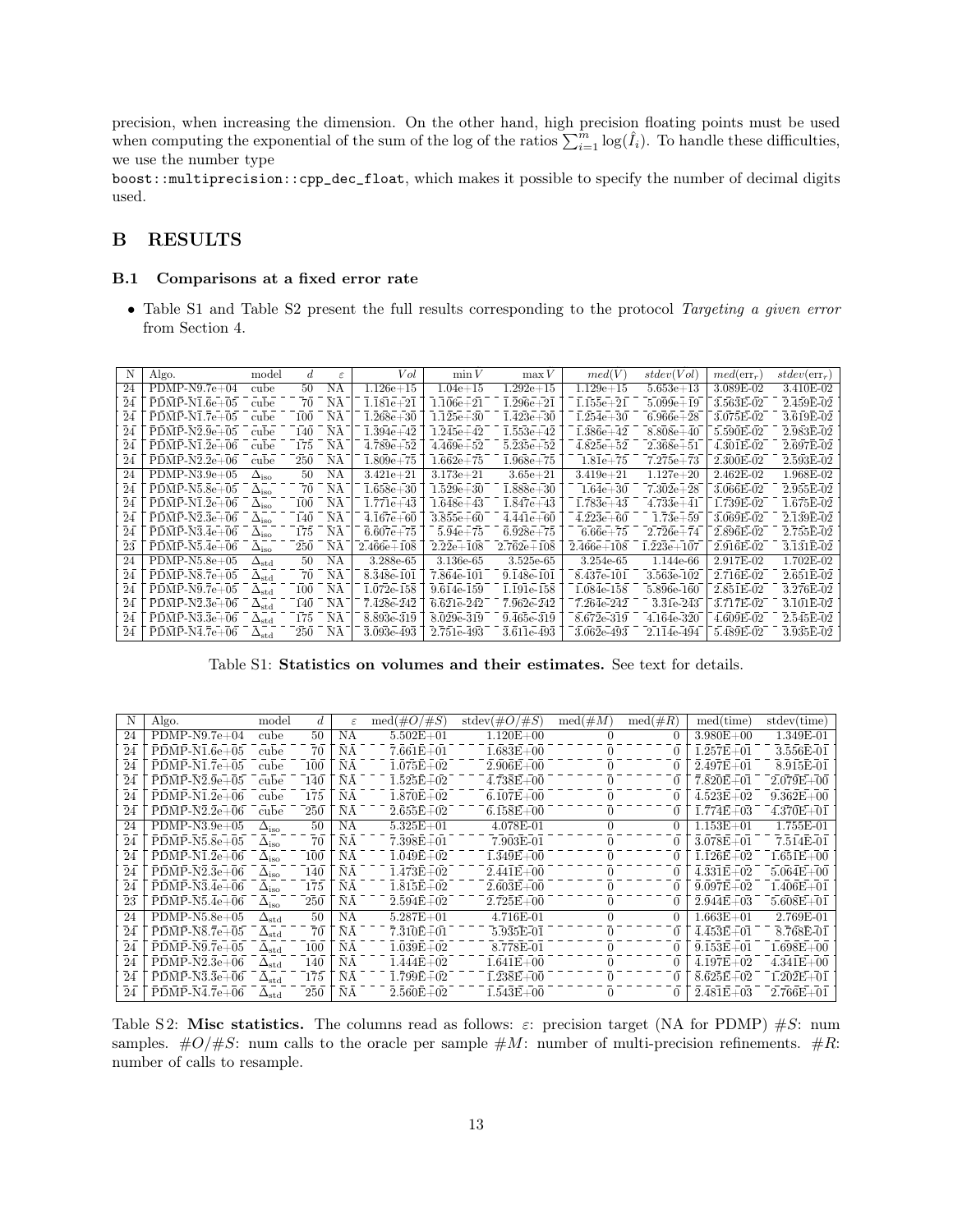precision, when increasing the dimension. On the other hand, high precision floating points must be used when computing the exponential of the sum of the log of the ratios $\sum_{i=1}^{m} \log(\hat{I}_i)$. To handle these difficulties, we use the number type
`boost::multiprecision::cpp_dec_float`, which makes it possible to specify the number of decimal digits used.

## B RESULTS

### B.1 Comparisons at a fixed error rate

- Table S1 and Table S2 present the full results corresponding to the protocol *Targeting a given error* from Section 4.

| N | Algo. | model | $d$ | $\varepsilon$ | $Vol$ | $\min V$ | $\max V$ | $med(V)$ | $stdev(Vol)$ | $med(\text{err}_r)$ | $stdev(\text{err}_r)$ |
|---|---|---|---|---|---|---|---|---|---|---|---|
| 24 | PDMP-N9.7e+04 | cube | 50 | NA | 1.126e+15 | 1.04e+15 | 1.292e+15 | 1.129e+15 | 5.653e+13 | 3.089E-02 | 3.410E-02 |
| 24 | PDMP-N1.6e+05 | cube | 70 | NA | 1.181e+21 | 1.106e+21 | 1.296e+21 | 1.155e+21 | 5.099e+19 | 3.563E-02 | 2.459E-02 |
| 24 | PDMP-N1.7e+05 | cube | 100 | NA | 1.268e+30 | 1.125e+30 | 1.423e+30 | 1.254e+30 | 6.966e+28 | 3.075E-02 | 3.619E-02 |
| 24 | PDMP-N2.9e+05 | cube | 140 | NA | 1.394e+42 | 1.245e+42 | 1.553e+42 | 1.386e+42 | 8.808e+40 | 5.590E-02 | 2.983E-02 |
| 24 | PDMP-N1.2e+06 | cube | 175 | NA | 4.789e+52 | 4.469e+52 | 5.235e+52 | 4.825e+52 | 2.368e+51 | 4.301E-02 | 2.697E-02 |
| 24 | PDMP-N2.2e+06 | cube | 250 | NA | 1.809e+75 | 1.662e+75 | 1.968e+75 | 1.81e+75 | 7.275e+73 | 2.300E-02 | 2.593E-02 |
| 24 | PDMP-N3.9e+05 | $\Delta_{\text{iso}}$ | 50 | NA | 3.421e+21 | 3.173e+21 | 3.65e+21 | 3.419e+21 | 1.127e+20 | 2.462E-02 | 1.968E-02 |
| 24 | PDMP-N5.8e+05 | $\Delta_{\text{iso}}$ | 70 | NA | 1.658e+30 | 1.529e+30 | 1.888e+30 | 1.64e+30 | 7.302e+28 | 3.066E-02 | 2.955E-02 |
| 24 | PDMP-N1.2e+06 | $\Delta_{\text{iso}}$ | 100 | NA | 1.771e+43 | 1.648e+43 | 1.847e+43 | 1.783e+43 | 4.733e+41 | 1.739E-02 | 1.675E-02 |
| 24 | PDMP-N2.3e+06 | $\Delta_{\text{iso}}$ | 140 | NA | 4.167e+60 | 3.855e+60 | 4.441e+60 | 4.223e+60 | 1.73e+59 | 3.069E-02 | 2.139E-02 |
| 24 | PDMP-N3.4e+06 | $\Delta_{\text{iso}}$ | 175 | NA | 6.607e+75 | 5.94e+75 | 6.928e+75 | 6.66e+75 | 2.726e+74 | 2.896E-02 | 2.755E-02 |
| 23 | PDMP-N5.4e+06 | $\Delta_{\text{iso}}$ | 250 | NA | 2.466e+108 | 2.22e+108 | 2.762e+108 | 2.466e+108 | 1.223e+107 | 2.916E-02 | 3.131E-02 |
| 24 | PDMP-N5.8e+05 | $\Delta_{\text{std}}$ | 50 | NA | 3.288e-65 | 3.136e-65 | 3.525e-65 | 3.254e-65 | 1.144e-66 | 2.917E-02 | 1.702E-02 |
| 24 | PDMP-N8.7e+05 | $\Delta_{\text{std}}$ | 70 | NA | 8.348e-101 | 7.864e-101 | 9.148e-101 | 8.437e-101 | 3.563e-102 | 2.716E-02 | 2.651E-02 |
| 24 | PDMP-N9.7e+05 | $\Delta_{\text{std}}$ | 100 | NA | 1.072e-158 | 9.614e-159 | 1.191e-158 | 1.084e-158 | 5.896e-160 | 2.851E-02 | 3.276E-02 |
| 24 | PDMP-N2.3e+06 | $\Delta_{\text{std}}$ | 140 | NA | 7.428e-242 | 6.621e-242 | 7.962e-242 | 7.264e-242 | 3.31e-243 | 3.717E-02 | 3.101E-02 |
| 24 | PDMP-N3.3e+06 | $\Delta_{\text{std}}$ | 175 | NA | 8.893e-319 | 8.029e-319 | 9.465e-319 | 8.672e-319 | 4.164e-320 | 4.609E-02 | 2.545E-02 |
| 24 | PDMP-N4.7e+06 | $\Delta_{\text{std}}$ | 250 | NA | 3.093e-493 | 2.751e-493 | 3.611e-493 | 3.062e-493 | 2.114e-494 | 5.489E-02 | 3.935E-02 |

Table S1: **Statistics on volumes and their estimates.** See text for details.

| N | Algo. | model | $d$ | $\varepsilon$ | med($\#O/\#S$) | stdev($\#O/\#S$) | med($\#M$) | med($\#R$) | med(time) | stdev(time) |
|---|---|---|---|---|---|---|---|---|---|---|
| 24 | PDMP-N9.7e+04 | cube | 50 | NA | 5.502E+01 | 1.120E+00 | 0 | 0 | 3.980E+00 | 1.349E-01 |
| 24 | PDMP-N1.6e+05 | cube | 70 | NA | 7.661E+01 | 1.683E+00 | 0 | 0 | 1.257E+01 | 3.556E-01 |
| 24 | PDMP-N1.7e+05 | cube | 100 | NA | 1.075E+02 | 2.906E+00 | 0 | 0 | 2.497E+01 | 8.915E-01 |
| 24 | PDMP-N2.9e+05 | cube | 140 | NA | 1.525E+02 | 4.738E+00 | 0 | 0 | 7.820E+01 | 2.079E+00 |
| 24 | PDMP-N1.2e+06 | cube | 175 | NA | 1.870E+02 | 6.107E+00 | 0 | 0 | 4.523E+02 | 9.362E+00 |
| 24 | PDMP-N2.2e+06 | cube | 250 | NA | 2.655E+02 | 6.158E+00 | 0 | 0 | 1.774E+03 | 4.370E+01 |
| 24 | PDMP-N3.9e+05 | $\Delta_{\text{iso}}$ | 50 | NA | 5.325E+01 | 4.078E-01 | 0 | 0 | 1.153E+01 | 1.755E-01 |
| 24 | PDMP-N5.8e+05 | $\Delta_{\text{iso}}$ | 70 | NA | 7.398E+01 | 7.903E-01 | 0 | 0 | 3.078E+01 | 7.514E-01 |
| 24 | PDMP-N1.2e+06 | $\Delta_{\text{iso}}$ | 100 | NA | 1.049E+02 | 1.349E+00 | 0 | 0 | 1.126E+02 | 1.651E+00 |
| 24 | PDMP-N2.3e+06 | $\Delta_{\text{iso}}$ | 140 | NA | 1.473E+02 | 2.441E+00 | 0 | 0 | 4.331E+02 | 5.064E+00 |
| 24 | PDMP-N3.4e+06 | $\Delta_{\text{iso}}$ | 175 | NA | 1.815E+02 | 2.603E+00 | 0 | 0 | 9.097E+02 | 1.406E+01 |
| 23 | PDMP-N5.4e+06 | $\Delta_{\text{iso}}$ | 250 | NA | 2.594E+02 | 2.725E+00 | 0 | 0 | 2.944E+03 | 5.608E+01 |
| 24 | PDMP-N5.8e+05 | $\Delta_{\text{std}}$ | 50 | NA | 5.287E+01 | 4.716E-01 | 0 | 0 | 1.663E+01 | 2.769E-01 |
| 24 | PDMP-N8.7e+05 | $\Delta_{\text{std}}$ | 70 | NA | 7.310E+01 | 5.935E-01 | 0 | 0 | 4.453E+01 | 8.768E-01 |
| 24 | PDMP-N9.7e+05 | $\Delta_{\text{std}}$ | 100 | NA | 1.039E+02 | 8.778E-01 | 0 | 0 | 9.153E+01 | 1.698E+00 |
| 24 | PDMP-N2.3e+06 | $\Delta_{\text{std}}$ | 140 | NA | 1.444E+02 | 1.641E+00 | 0 | 0 | 4.197E+02 | 4.341E+00 |
| 24 | PDMP-N3.3e+06 | $\Delta_{\text{std}}$ | 175 | NA | 1.799E+02 | 1.238E+00 | 0 | 0 | 8.625E+02 | 1.202E+01 |
| 24 | PDMP-N4.7e+06 | $\Delta_{\text{std}}$ | 250 | NA | 2.560E+02 | 1.543E+00 | 0 | 0 | 2.481E+03 | 2.766E+01 |

Table S2: **Misc statistics.** The columns read as follows: $\varepsilon$: precision target (NA for PDMP) $\#S$: num samples. $\#O/\#S$: num calls to the oracle per sample $\#M$: number of multi-precision refinements. $\#R$: number of calls to resample.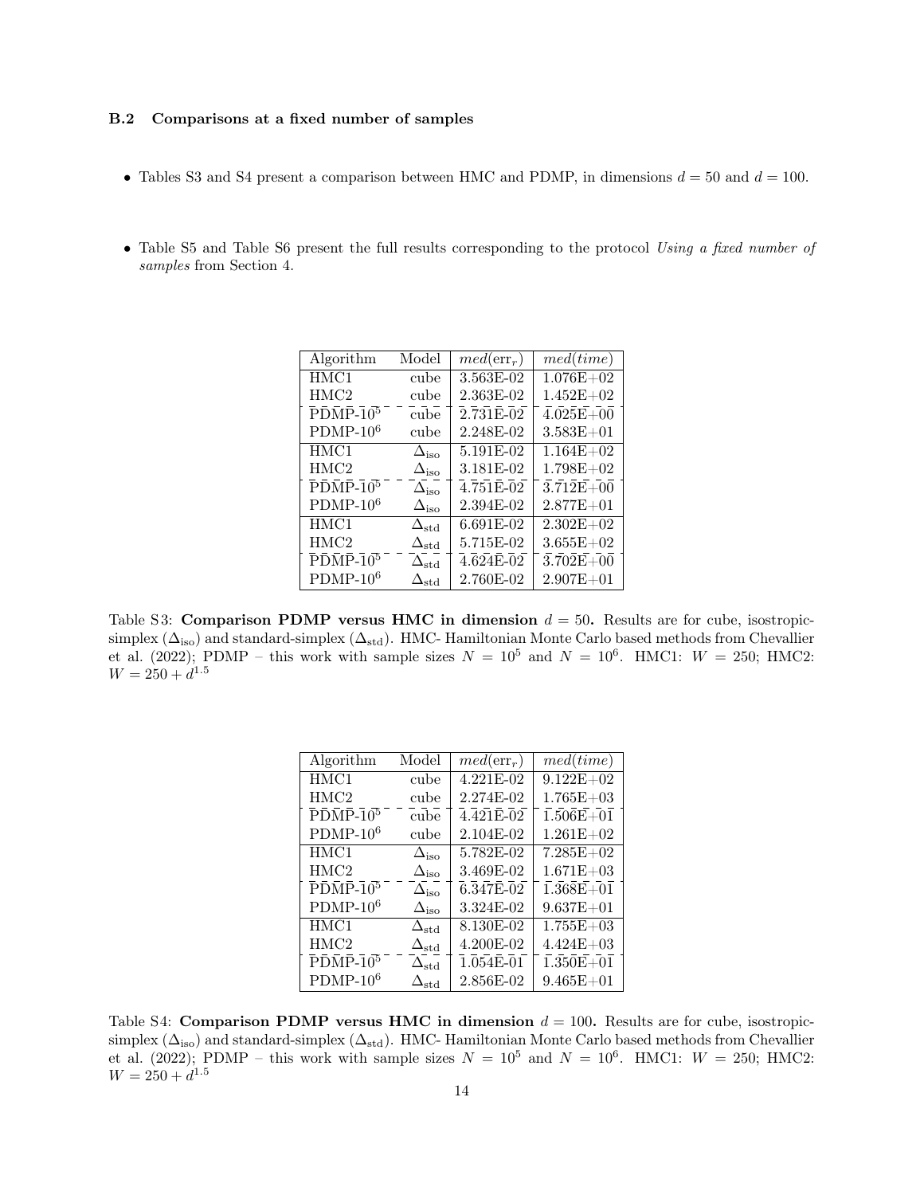### B.2 Comparisons at a fixed number of samples

- Tables S3 and S4 present a comparison between HMC and PDMP, in dimensions $d = 50$ and $d = 100$.
- Table S5 and Table S6 present the full results corresponding to the protocol *Using a fixed number of samples* from Section 4.

| Algorithm | Model | $med(\text{err}_r)$ | $med(time)$ |
|---|---|---|---|
| HMC1 | cube | 3.563E-02 | 1.076E+02 |
| HMC2 | cube | 2.363E-02 | 1.452E+02 |
| PDMP-$10^5$ | cube | 2.731E-02 | 4.025E+00 |
| PDMP-$10^6$ | cube | 2.248E-02 | 3.583E+01 |
| HMC1 | $\Delta_{\text{iso}}$ | 5.191E-02 | 1.164E+02 |
| HMC2 | $\Delta_{\text{iso}}$ | 3.181E-02 | 1.798E+02 |
| PDMP-$10^5$ | $\Delta_{\text{iso}}$ | 4.751E-02 | 3.712E+00 |
| PDMP-$10^6$ | $\Delta_{\text{iso}}$ | 2.394E-02 | 2.877E+01 |
| HMC1 | $\Delta_{\text{std}}$ | 6.691E-02 | 2.302E+02 |
| HMC2 | $\Delta_{\text{std}}$ | 5.715E-02 | 3.655E+02 |
| PDMP-$10^5$ | $\Delta_{\text{std}}$ | 4.624E-02 | 3.702E+00 |
| PDMP-$10^6$ | $\Delta_{\text{std}}$ | 2.760E-02 | 2.907E+01 |

Table S3: **Comparison PDMP versus HMC in dimension $d = 50$.** Results are for cube, isostropic-simplex ($\Delta_{\text{iso}}$) and standard-simplex ($\Delta_{\text{std}}$). HMC- Hamiltonian Monte Carlo based methods from Chevallier et al. (2022); PDMP – this work with sample sizes $N = 10^5$ and $N = 10^6$. HMC1: $W = 250$; HMC2: $W = 250 + d^{1.5}$

| Algorithm | Model | $med(\text{err}_r)$ | $med(time)$ |
|---|---|---|---|
| HMC1 | cube | 4.221E-02 | 9.122E+02 |
| HMC2 | cube | 2.274E-02 | 1.765E+03 |
| PDMP-$10^5$ | cube | 4.421E-02 | 1.506E+01 |
| PDMP-$10^6$ | cube | 2.104E-02 | 1.261E+02 |
| HMC1 | $\Delta_{\text{iso}}$ | 5.782E-02 | 7.285E+02 |
| HMC2 | $\Delta_{\text{iso}}$ | 3.469E-02 | 1.671E+03 |
| PDMP-$10^5$ | $\Delta_{\text{iso}}$ | 6.347E-02 | 1.368E+01 |
| PDMP-$10^6$ | $\Delta_{\text{iso}}$ | 3.324E-02 | 9.637E+01 |
| HMC1 | $\Delta_{\text{std}}$ | 8.130E-02 | 1.755E+03 |
| HMC2 | $\Delta_{\text{std}}$ | 4.200E-02 | 4.424E+03 |
| PDMP-$10^5$ | $\Delta_{\text{std}}$ | 1.054E-01 | 1.350E+01 |
| PDMP-$10^6$ | $\Delta_{\text{std}}$ | 2.856E-02 | 9.465E+01 |

Table S4: **Comparison PDMP versus HMC in dimension $d = 100$.** Results are for cube, isostropic-simplex ($\Delta_{\text{iso}}$) and standard-simplex ($\Delta_{\text{std}}$). HMC- Hamiltonian Monte Carlo based methods from Chevallier et al. (2022); PDMP – this work with sample sizes $N = 10^5$ and $N = 10^6$. HMC1: $W = 250$; HMC2: $W = 250 + d^{1.5}$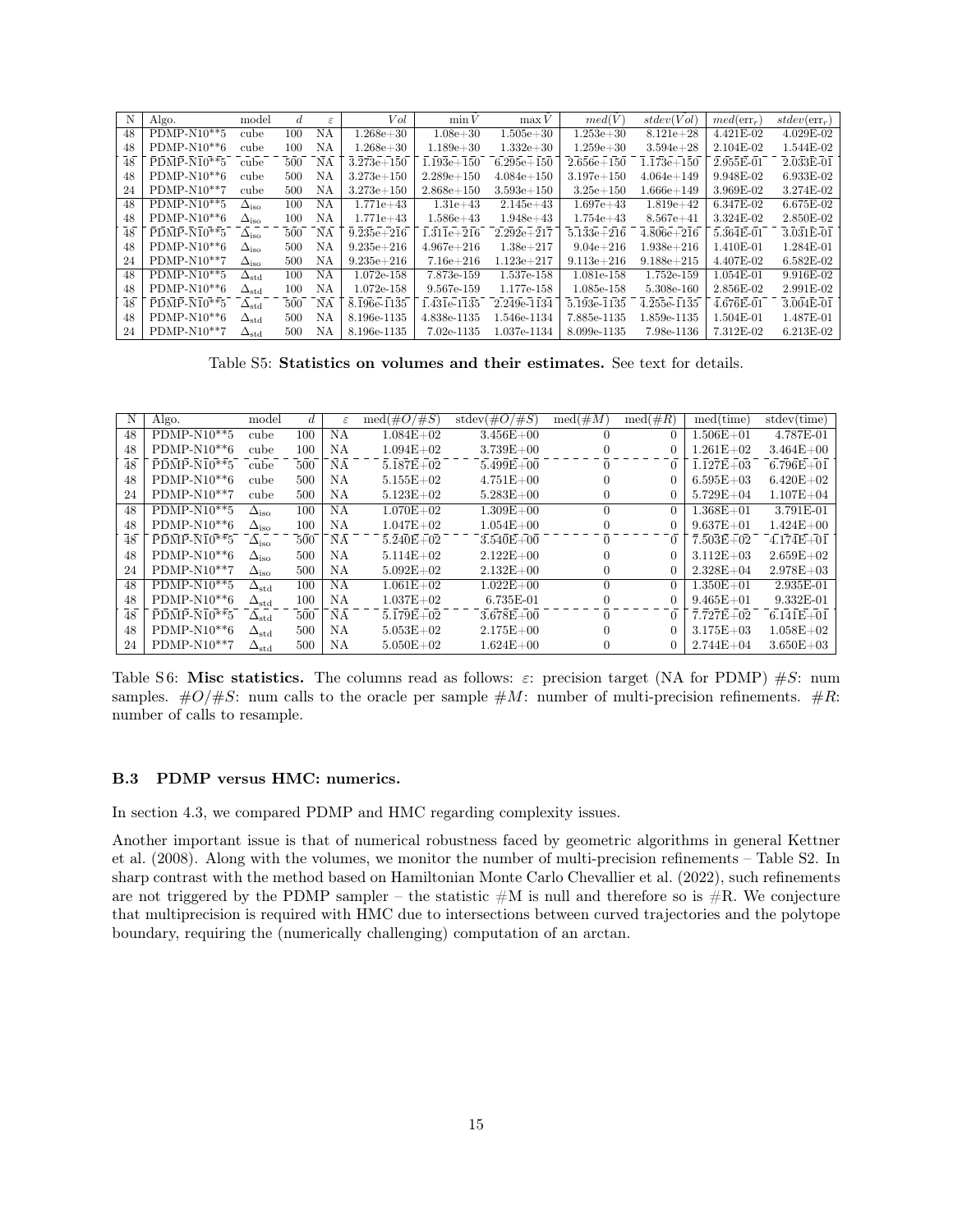| N | Algo. | model | $d$ | $\varepsilon$ | $Vol$ | $\min \tilde{V}$ | $\max \tilde{V}$ | $med(\tilde{V})$ | $stdev(\tilde{V}ol)$ | $med(\text{err}_r)$ | $stdev(\text{err}_r)$ |
|---|---|---|---|---|---|---|---|---|---|---|---|
| 48 | PDMP-N10**5 | cube | 100 | NA | 1.268e+30 | 1.08e+30 | 1.505e+30 | 1.253e+30 | 8.121e+28 | 4.421E-02 | 4.029E-02 |
| 48 | PDMP-N10**6 | cube | 100 | NA | 1.268e+30 | 1.189e+30 | 1.332e+30 | 1.259e+30 | 3.594e+28 | 2.104E-02 | 1.544E-02 |
| 48 | PDMP-N10**5 | cube | 500 | NA | 3.273e+150 | 1.193e+150 | 6.295e+150 | 2.656e+150 | 1.173e+150 | 2.955E-01 | 2.033E-01 |
| 48 | PDMP-N10**6 | cube | 500 | NA | 3.273e+150 | 2.289e+150 | 4.084e+150 | 3.197e+150 | 4.064e+149 | 9.948E-02 | 6.933E-02 |
| 24 | PDMP-N10**7 | cube | 500 | NA | 3.273e+150 | 2.868e+150 | 3.593e+150 | 3.25e+150 | 1.666e+149 | 3.969E-02 | 3.274E-02 |
| 48 | PDMP-N10**5 | $\Delta_{\text{iso}}$ | 100 | NA | 1.771e+43 | 1.31e+43 | 2.145e+43 | 1.697e+43 | 1.819e+42 | 6.347E-02 | 6.675E-02 |
| 48 | PDMP-N10**6 | $\Delta_{\text{iso}}$ | 100 | NA | 1.771e+43 | 1.586e+43 | 1.948e+43 | 1.754e+43 | 8.567e+41 | 3.324E-02 | 2.850E-02 |
| 48 | PDMP-N10**5 | $\Delta_{\text{iso}}$ | 500 | NA | 9.235e+216 | 1.311e+216 | 2.292e+217 | 5.133e+216 | 4.806e+216 | 5.364E-01 | 3.031E-01 |
| 48 | PDMP-N10**6 | $\Delta_{\text{iso}}$ | 500 | NA | 9.235e+216 | 4.967e+216 | 1.38e+217 | 9.04e+216 | 1.938e+216 | 1.410E-01 | 1.284E-01 |
| 24 | PDMP-N10**7 | $\Delta_{\text{iso}}$ | 500 | NA | 9.235e+216 | 7.16e+216 | 1.123e+217 | 9.113e+216 | 9.188e+215 | 4.407E-02 | 6.582E-02 |
| 48 | PDMP-N10**5 | $\Delta_{\text{std}}$ | 100 | NA | 1.072e-158 | 7.873e-159 | 1.537e-158 | 1.081e-158 | 1.752e-159 | 1.054E-01 | 9.916E-02 |
| 48 | PDMP-N10**6 | $\Delta_{\text{std}}$ | 100 | NA | 1.072e-158 | 9.567e-159 | 1.177e-158 | 1.085e-158 | 5.308e-160 | 2.856E-02 | 2.991E-02 |
| 48 | PDMP-N10**5 | $\Delta_{\text{std}}$ | 500 | NA | 8.196e-1135 | 1.431e-1135 | 2.249e-1134 | 5.193e-1135 | 4.255e-1135 | 4.676E-01 | 3.004E-01 |
| 48 | PDMP-N10**6 | $\Delta_{\text{std}}$ | 500 | NA | 8.196e-1135 | 4.838e-1135 | 1.546e-1134 | 7.885e-1135 | 1.859e-1135 | 1.504E-01 | 1.487E-01 |
| 24 | PDMP-N10**7 | $\Delta_{\text{std}}$ | 500 | NA | 8.196e-1135 | 7.02e-1135 | 1.037e-1134 | 8.099e-1135 | 7.98e-1136 | 7.312E-02 | 6.213E-02 |

Table S5: **Statistics on volumes and their estimates.** See text for details.

| N | Algo. | model | $d$ | $\varepsilon$ | med($\#O/\#S$) | stdev($\#O/\#S$) | med($\#M$) | med($\#R$) | med(time) | stdev(time) |
|---|---|---|---|---|---|---|---|---|---|---|
| 48 | PDMP-N10**5 | cube | 100 | NA | 1.084E+02 | 3.456E+00 | 0 | 0 | 1.506E+01 | 4.787E-01 |
| 48 | PDMP-N10**6 | cube | 100 | NA | 1.094E+02 | 3.739E+00 | 0 | 0 | 1.261E+02 | 3.464E+00 |
| 48 | PDMP-N10**5 | cube | 500 | NA | 5.187E+02 | 5.499E+00 | 0 | 0 | 1.127E+03 | 6.796E+01 |
| 48 | PDMP-N10**6 | cube | 500 | NA | 5.155E+02 | 4.751E+00 | 0 | 0 | 6.595E+03 | 6.420E+02 |
| 24 | PDMP-N10**7 | cube | 500 | NA | 5.123E+02 | 5.283E+00 | 0 | 0 | 5.729E+04 | 1.107E+04 |
| 48 | PDMP-N10**5 | $\Delta_{\text{iso}}$ | 100 | NA | 1.070E+02 | 1.309E+00 | 0 | 0 | 1.368E+01 | 3.791E-01 |
| 48 | PDMP-N10**6 | $\Delta_{\text{iso}}$ | 100 | NA | 1.047E+02 | 1.054E+00 | 0 | 0 | 9.637E+01 | 1.424E+00 |
| 48 | PDMP-N10**5 | $\Delta_{\text{iso}}$ | 500 | NA | 5.240E+02 | 3.540E+00 | 0 | 0 | 7.503E+02 | 4.174E+01 |
| 48 | PDMP-N10**6 | $\Delta_{\text{iso}}$ | 500 | NA | 5.114E+02 | 2.122E+00 | 0 | 0 | 3.112E+03 | 2.659E+02 |
| 24 | PDMP-N10**7 | $\Delta_{\text{iso}}$ | 500 | NA | 5.092E+02 | 2.132E+00 | 0 | 0 | 2.328E+04 | 2.978E+03 |
| 48 | PDMP-N10**5 | $\Delta_{\text{std}}$ | 100 | NA | 1.061E+02 | 1.022E+00 | 0 | 0 | 1.350E+01 | 2.935E-01 |
| 48 | PDMP-N10**6 | $\Delta_{\text{std}}$ | 100 | NA | 1.037E+02 | 6.735E-01 | 0 | 0 | 9.465E+01 | 9.332E-01 |
| 48 | PDMP-N10**5 | $\Delta_{\text{std}}$ | 500 | NA | 5.179E+02 | 3.678E+00 | 0 | 0 | 7.727E+02 | 6.141E+01 |
| 48 | PDMP-N10**6 | $\Delta_{\text{std}}$ | 500 | NA | 5.053E+02 | 2.175E+00 | 0 | 0 | 3.175E+03 | 1.058E+02 |
| 24 | PDMP-N10**7 | $\Delta_{\text{std}}$ | 500 | NA | 5.050E+02 | 1.624E+00 | 0 | 0 | 2.744E+04 | 3.650E+03 |

Table S6: **Misc statistics.** The columns read as follows: $\varepsilon$: precision target (NA for PDMP) $\#S$: num samples. $\#O/\#S$: num calls to the oracle per sample $\#M$: number of multi-precision refinements. $\#R$: number of calls to resample.

### B.3 PDMP versus HMC: numerics.

In section 4.3, we compared PDMP and HMC regarding complexity issues.

Another important issue is that of numerical robustness faced by geometric algorithms in general Kettner et al. (2008). Along with the volumes, we monitor the number of multi-precision refinements – Table S2. In sharp contrast with the method based on Hamiltonian Monte Carlo Chevallier et al. (2022), such refinements are not triggered by the PDMP sampler – the statistic $\#M$ is null and therefore so is $\#R$. We conjecture that multiprecision is required with HMC due to intersections between curved trajectories and the polytope boundary, requiring the (numerically challenging) computation of an arctan.